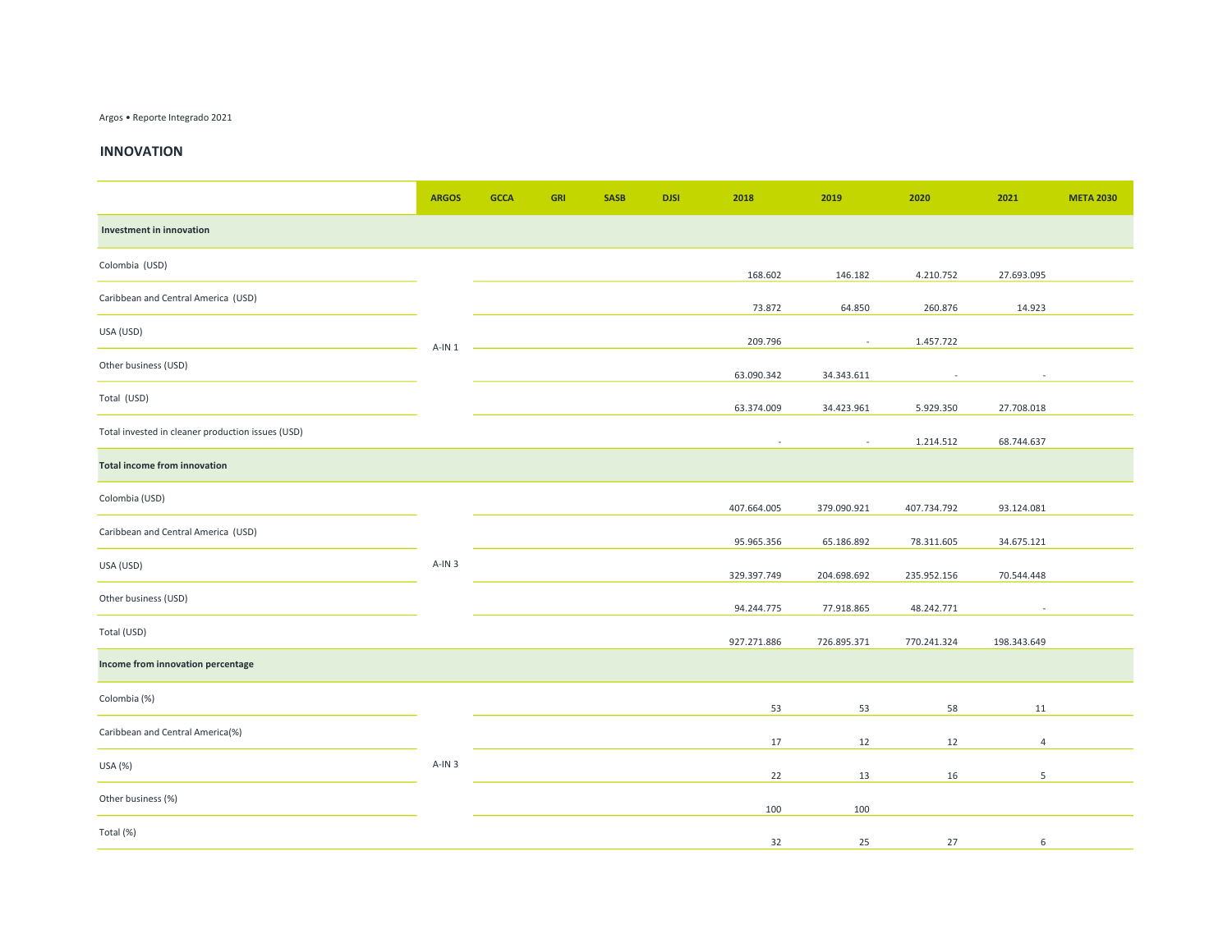## INNOVATION

| | ARGOS | GCCA | GRI | SASB | DJSI | 2018 | 2019 | 2020 | 2021 | META 2030 |
|---|---|---|---|---|---|---|---|---|---|---|
| **Investment in innovation** | | | | | | | | | | |
| Colombia (USD) | A-IN 1 | | | | | 168.602 | 146.182 | 4.210.752 | 27.693.095 | |
| Caribbean and Central America (USD) | | | | | | 73.872 | 64.850 | 260.876 | 14.923 | |
| USA (USD) | | | | | | 209.796 | - | 1.457.722 | | |
| Other business (USD) | | | | | | 63.090.342 | 34.343.611 | - | - | |
| Total (USD) | | | | | | 63.374.009 | 34.423.961 | 5.929.350 | 27.708.018 | |
| Total invested in cleaner production issues (USD) | | | | | | - | - | 1.214.512 | 68.744.637 | |
| **Total income from innovation** | | | | | | | | | | |
| Colombia (USD) | A-IN 3 | | | | | 407.664.005 | 379.090.921 | 407.734.792 | 93.124.081 | |
| Caribbean and Central America (USD) | | | | | | 95.965.356 | 65.186.892 | 78.311.605 | 34.675.121 | |
| USA (USD) | | | | | | 329.397.749 | 204.698.692 | 235.952.156 | 70.544.448 | |
| Other business (USD) | | | | | | 94.244.775 | 77.918.865 | 48.242.771 | - | |
| Total (USD) | | | | | | 927.271.886 | 726.895.371 | 770.241.324 | 198.343.649 | |
| **Income from innovation percentage** | | | | | | | | | | |
| Colombia (%) | A-IN 3 | | | | | 53 | 53 | 58 | 11 | |
| Caribbean and Central America(%) | | | | | | 17 | 12 | 12 | 4 | |
| USA (%) | | | | | | 22 | 13 | 16 | 5 | |
| Other business (%) | | | | | | 100 | 100 | | | |
| Total (%) | | | | | | 32 | 25 | 27 | 6 | |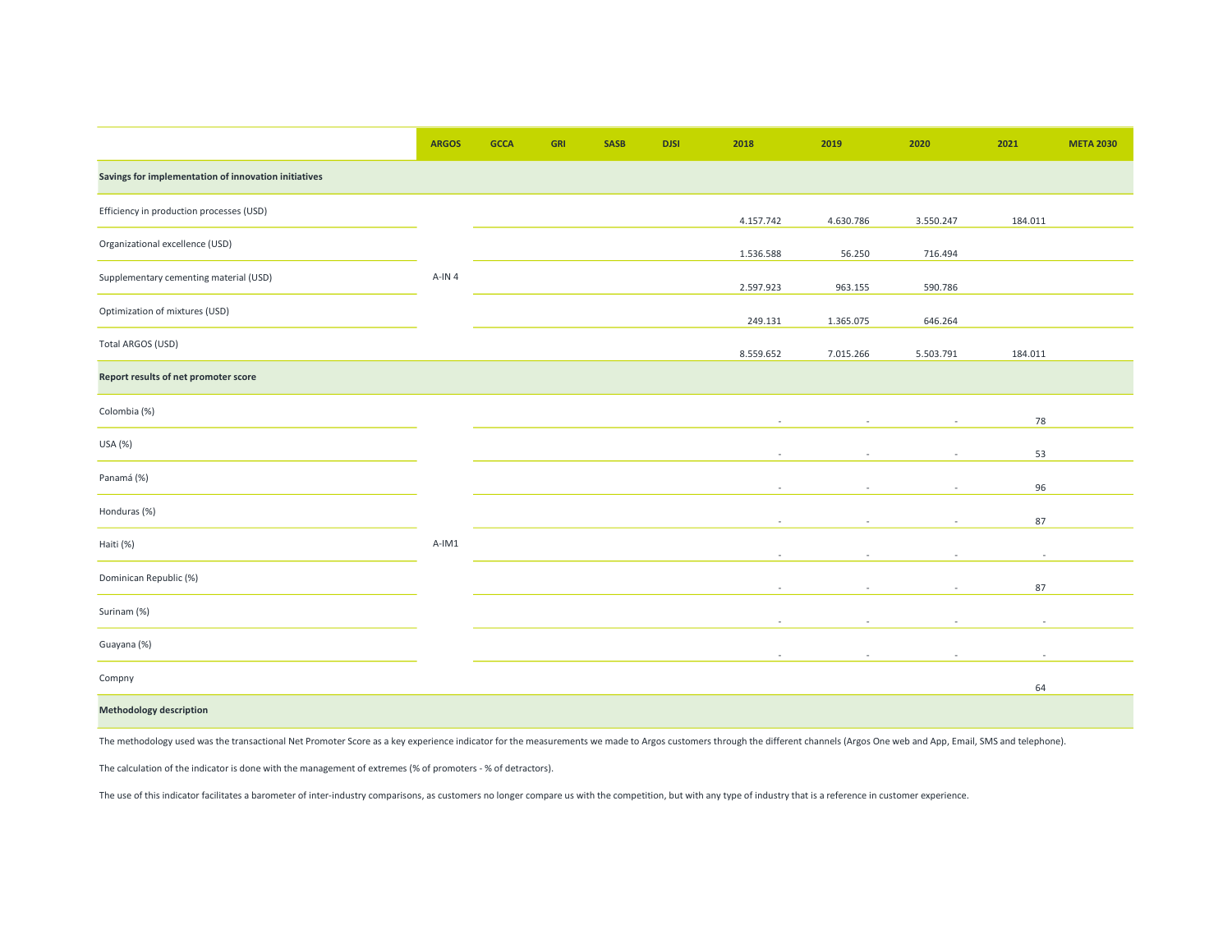| | ARGOS | GCCA | GRI | SASB | DJSI | 2018 | 2019 | 2020 | 2021 | META 2030 |
|---|---|---|---|---|---|---|---|---|---|---|
| **Savings for implementation of innovation initiatives** | | | | | | | | | | |
| Efficiency in production processes (USD) | A-IN 4 | | | | | 4.157.742 | 4.630.786 | 3.550.247 | 184.011 | |
| Organizational excellence (USD) | | | | | | 1.536.588 | 56.250 | 716.494 | | |
| Supplementary cementing material (USD) | | | | | | 2.597.923 | 963.155 | 590.786 | | |
| Optimization of mixtures (USD) | | | | | | 249.131 | 1.365.075 | 646.264 | | |
| Total ARGOS (USD) | | | | | | 8.559.652 | 7.015.266 | 5.503.791 | 184.011 | |
| **Report results of net promoter score** | | | | | | | | | | |
| Colombia (%) | A-IM1 | | | | | - | - | - | 78 | |
| USA (%) | | | | | | - | - | - | 53 | |
| Panamá (%) | | | | | | - | - | - | 96 | |
| Honduras (%) | | | | | | - | - | - | 87 | |
| Haiti (%) | | | | | | - | - | - | - | |
| Dominican Republic (%) | | | | | | - | - | - | 87 | |
| Surinam (%) | | | | | | - | - | - | - | |
| Guayana (%) | | | | | | - | - | - | - | |
| Compny | | | | | | | | | 64 | |
| **Methodology description** | | | | | | | | | | |

The methodology used was the transactional Net Promoter Score as a key experience indicator for the measurements we made to Argos customers through the different channels (Argos One web and App, Email, SMS and telephone).

The calculation of the indicator is done with the management of extremes (% of promoters - % of detractors).

The use of this indicator facilitates a barometer of inter-industry comparisons, as customers no longer compare us with the competition, but with any type of industry that is a reference in customer experience.